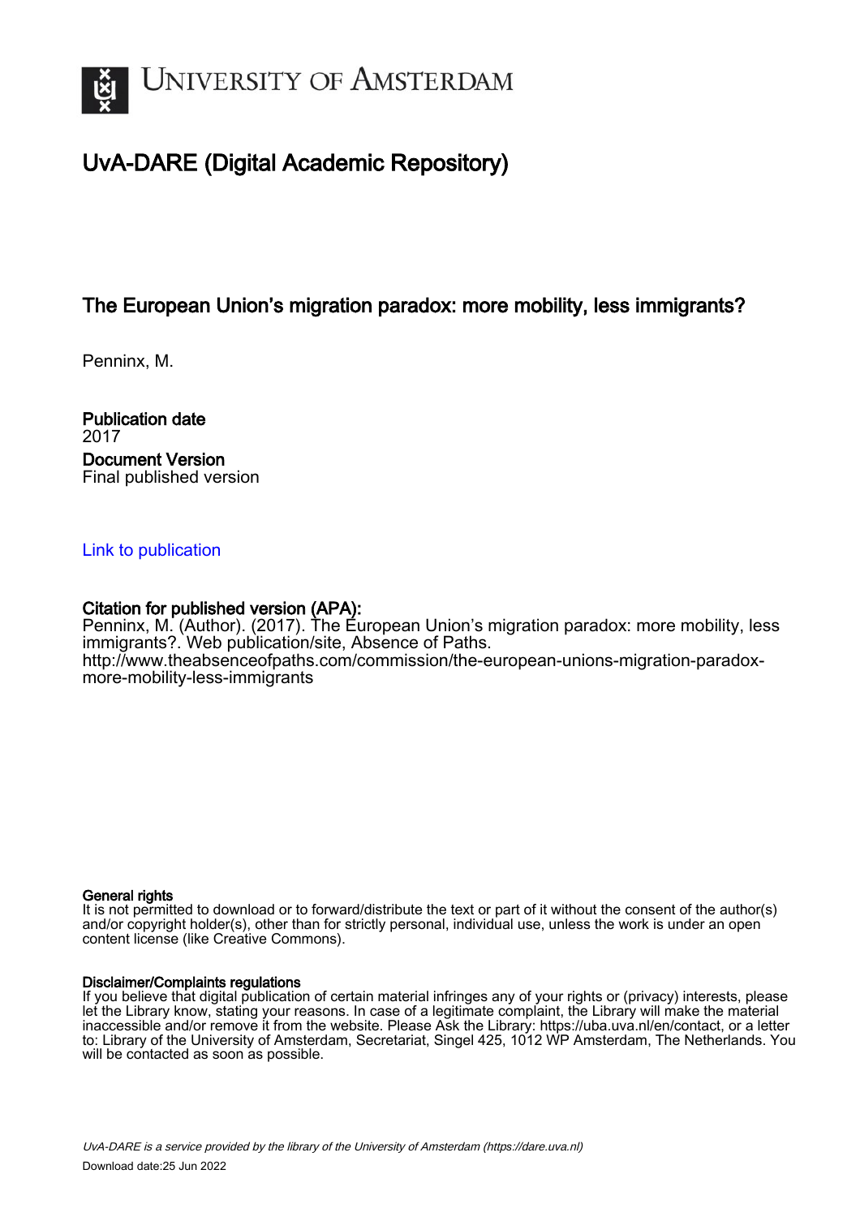# UvA-DARE (Digital Academic Repository)

## The European Union's migration paradox: more mobility, less immigrants?

Penninx, M.

**Publication date**
2017

**Document Version**
Final published version

[Link to publication](https://dare.uva.nl)

**Citation for published version (APA):**
Penninx, M. (Author). (2017). The European Union's migration paradox: more mobility, less immigrants?. Web publication/site, Absence of Paths.
http://www.theabsenceofpaths.com/commission/the-european-unions-migration-paradox-more-mobility-less-immigrants

**General rights**
It is not permitted to download or to forward/distribute the text or part of it without the consent of the author(s) and/or copyright holder(s), other than for strictly personal, individual use, unless the work is under an open content license (like Creative Commons).

**Disclaimer/Complaints regulations**
If you believe that digital publication of certain material infringes any of your rights or (privacy) interests, please let the Library know, stating your reasons. In case of a legitimate complaint, the Library will make the material inaccessible and/or remove it from the website. Please Ask the Library: https://uba.uva.nl/en/contact, or a letter to: Library of the University of Amsterdam, Secretariat, Singel 425, 1012 WP Amsterdam, The Netherlands. You will be contacted as soon as possible.

*UvA-DARE is a service provided by the library of the University of Amsterdam (https://dare.uva.nl)*

Download date:25 Jun 2022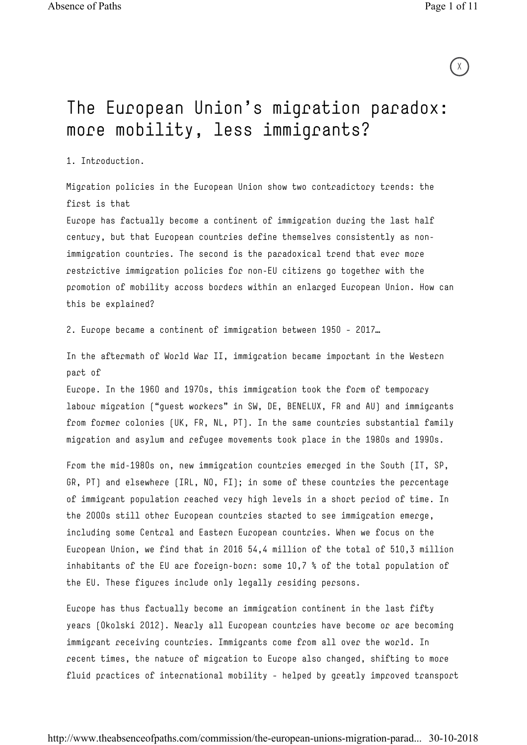# The European Union's migration paradox: more mobility, less immigrants?

1. Introduction.

Migration policies in the European Union show two contradictory trends: the first is that
Europe has factually become a continent of immigration during the last half century, but that European countries define themselves consistently as non-immigration countries. The second is the paradoxical trend that ever more restrictive immigration policies for non-EU citizens go together with the promotion of mobility across borders within an enlarged European Union. How can this be explained?

2. Europe became a continent of immigration between 1950 - 2017…

In the aftermath of World War II, immigration became important in the Western part of
Europe. In the 1960 and 1970s, this immigration took the form of temporary labour migration ("guest workers" in SW, DE, BENELUX, FR and AU) and immigrants from former colonies (UK, FR, NL, PT). In the same countries substantial family migration and asylum and refugee movements took place in the 1980s and 1990s.

From the mid-1980s on, new immigration countries emerged in the South (IT, SP, GR, PT) and elsewhere (IRL, NO, FI); in some of these countries the percentage of immigrant population reached very high levels in a short period of time. In the 2000s still other European countries started to see immigration emerge, including some Central and Eastern European countries. When we focus on the European Union, we find that in 2016 54,4 million of the total of 510,3 million inhabitants of the EU are foreign-born: some 10,7 % of the total population of the EU. These figures include only legally residing persons.

Europe has thus factually become an immigration continent in the last fifty years (Okolski 2012). Nearly all European countries have become or are becoming immigrant receiving countries. Immigrants come from all over the world. In recent times, the nature of migration to Europe also changed, shifting to more fluid practices of international mobility - helped by greatly improved transport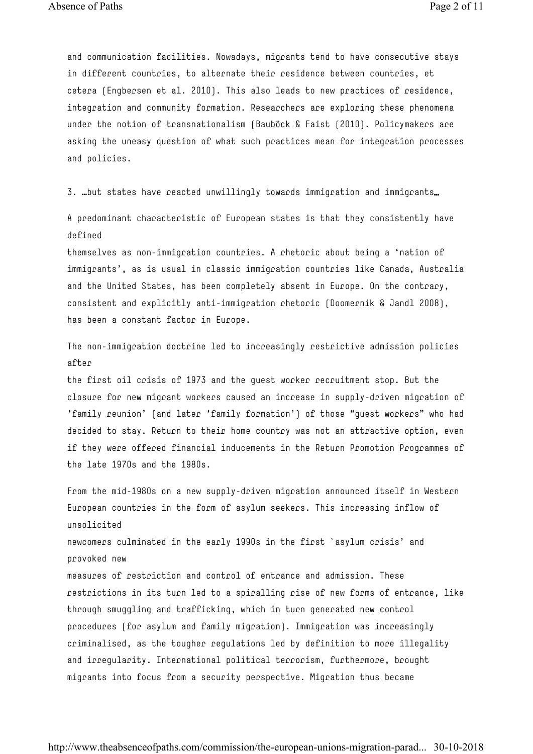and communication facilities. Nowadays, migrants tend to have consecutive stays in different countries, to alternate their residence between countries, et cetera (Engbersen et al. 2010). This also leads to new practices of residence, integration and community formation. Researchers are exploring these phenomena under the notion of transnationalism (Bauböck & Faist (2010). Policymakers are asking the uneasy question of what such practices mean for integration processes and policies.

3. …but states have reacted unwillingly towards immigration and immigrants…

A predominant characteristic of European states is that they consistently have defined themselves as non-immigration countries. A rhetoric about being a 'nation of immigrants', as is usual in classic immigration countries like Canada, Australia and the United States, has been completely absent in Europe. On the contrary, consistent and explicitly anti-immigration rhetoric (Doomernik & Jandl 2008), has been a constant factor in Europe.

The non-immigration doctrine led to increasingly restrictive admission policies after the first oil crisis of 1973 and the guest worker recruitment stop. But the closure for new migrant workers caused an increase in supply-driven migration of 'family reunion' (and later 'family formation') of those "guest workers" who had decided to stay. Return to their home country was not an attractive option, even if they were offered financial inducements in the Return Promotion Programmes of the late 1970s and the 1980s.

From the mid-1980s on a new supply-driven migration announced itself in Western European countries in the form of asylum seekers. This increasing inflow of unsolicited newcomers culminated in the early 1990s in the first `asylum crisis' and provoked new measures of restriction and control of entrance and admission. These restrictions in its turn led to a spiralling rise of new forms of entrance, like through smuggling and trafficking, which in turn generated new control procedures (for asylum and family migration). Immigration was increasingly criminalised, as the tougher regulations led by definition to more illegality and irregularity. International political terrorism, furthermore, brought migrants into focus from a security perspective. Migration thus became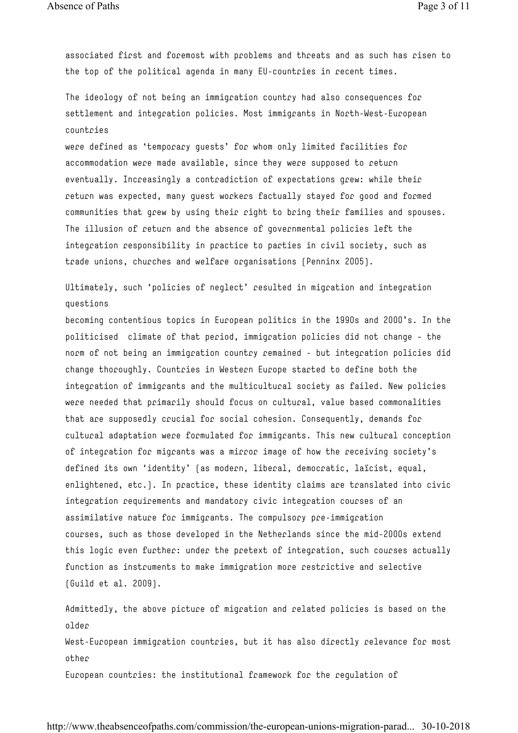associated first and foremost with problems and threats and as such has risen to the top of the political agenda in many EU-countries in recent times.

The ideology of not being an immigration country had also consequences for settlement and integration policies. Most immigrants in North-West-European countries were defined as 'temporary guests' for whom only limited facilities for accommodation were made available, since they were supposed to return eventually. Increasingly a contradiction of expectations grew: while their return was expected, many guest workers factually stayed for good and formed communities that grew by using their right to bring their families and spouses. The illusion of return and the absence of governmental policies left the integration responsibility in practice to parties in civil society, such as trade unions, churches and welfare organisations (Penninx 2005).

Ultimately, such 'policies of neglect' resulted in migration and integration questions becoming contentious topics in European politics in the 1990s and 2000's. In the politicised climate of that period, immigration policies did not change - the norm of not being an immigration country remained - but integration policies did change thoroughly. Countries in Western Europe started to define both the integration of immigrants and the multicultural society as failed. New policies were needed that primarily should focus on cultural, value based commonalities that are supposedly crucial for social cohesion. Consequently, demands for cultural adaptation were formulated for immigrants. This new cultural conception of integration for migrants was a mirror image of how the receiving society's defined its own 'identity' (as modern, liberal, democratic, laïcist, equal, enlightened, etc.). In practice, these identity claims are translated into civic integration requirements and mandatory civic integration courses of an assimilative nature for immigrants. The compulsory pre-immigration courses, such as those developed in the Netherlands since the mid-2000s extend this logic even further: under the pretext of integration, such courses actually function as instruments to make immigration more restrictive and selective (Guild et al. 2009).

Admittedly, the above picture of migration and related policies is based on the older West-European immigration countries, but it has also directly relevance for most other European countries: the institutional framework for the regulation of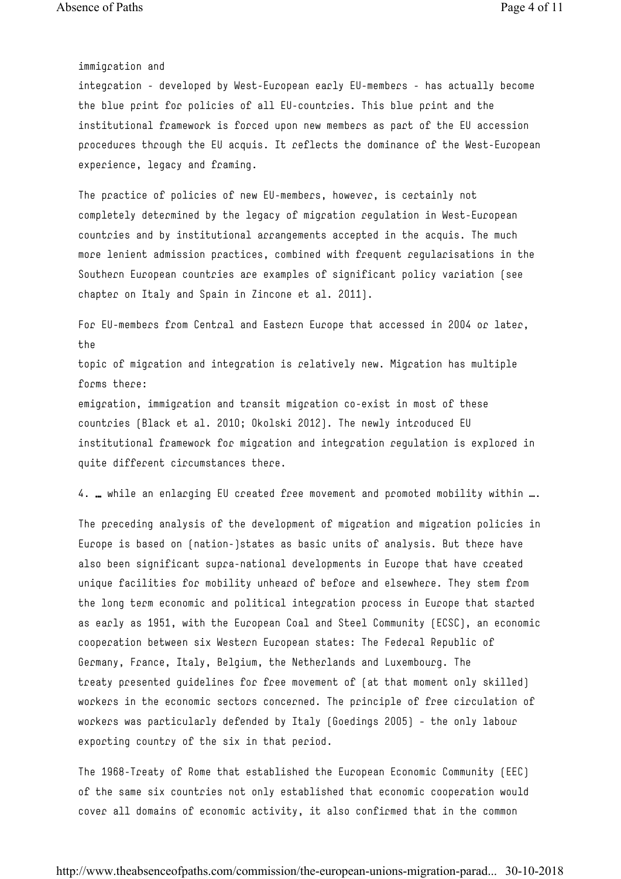immigration and integration - developed by West-European early EU-members - has actually become the blue print for policies of all EU-countries. This blue print and the institutional framework is forced upon new members as part of the EU accession procedures through the EU acquis. It reflects the dominance of the West-European experience, legacy and framing.

The practice of policies of new EU-members, however, is certainly not completely determined by the legacy of migration regulation in West-European countries and by institutional arrangements accepted in the acquis. The much more lenient admission practices, combined with frequent regularisations in the Southern European countries are examples of significant policy variation (see chapter on Italy and Spain in Zincone et al. 2011).

For EU-members from Central and Eastern Europe that accessed in 2004 or later, the topic of migration and integration is relatively new. Migration has multiple forms there: emigration, immigration and transit migration co-exist in most of these countries (Black et al. 2010; Okolski 2012). The newly introduced EU institutional framework for migration and integration regulation is explored in quite different circumstances there.

4. … while an enlarging EU created free movement and promoted mobility within ….

The preceding analysis of the development of migration and migration policies in Europe is based on (nation-)states as basic units of analysis. But there have also been significant supra-national developments in Europe that have created unique facilities for mobility unheard of before and elsewhere. They stem from the long term economic and political integration process in Europe that started as early as 1951, with the European Coal and Steel Community (ECSC), an economic cooperation between six Western European states: The Federal Republic of Germany, France, Italy, Belgium, the Netherlands and Luxembourg. The treaty presented guidelines for free movement of (at that moment only skilled) workers in the economic sectors concerned. The principle of free circulation of workers was particularly defended by Italy (Goedings 2005) - the only labour exporting country of the six in that period.

The 1968-Treaty of Rome that established the European Economic Community (EEC) of the same six countries not only established that economic cooperation would cover all domains of economic activity, it also confirmed that in the common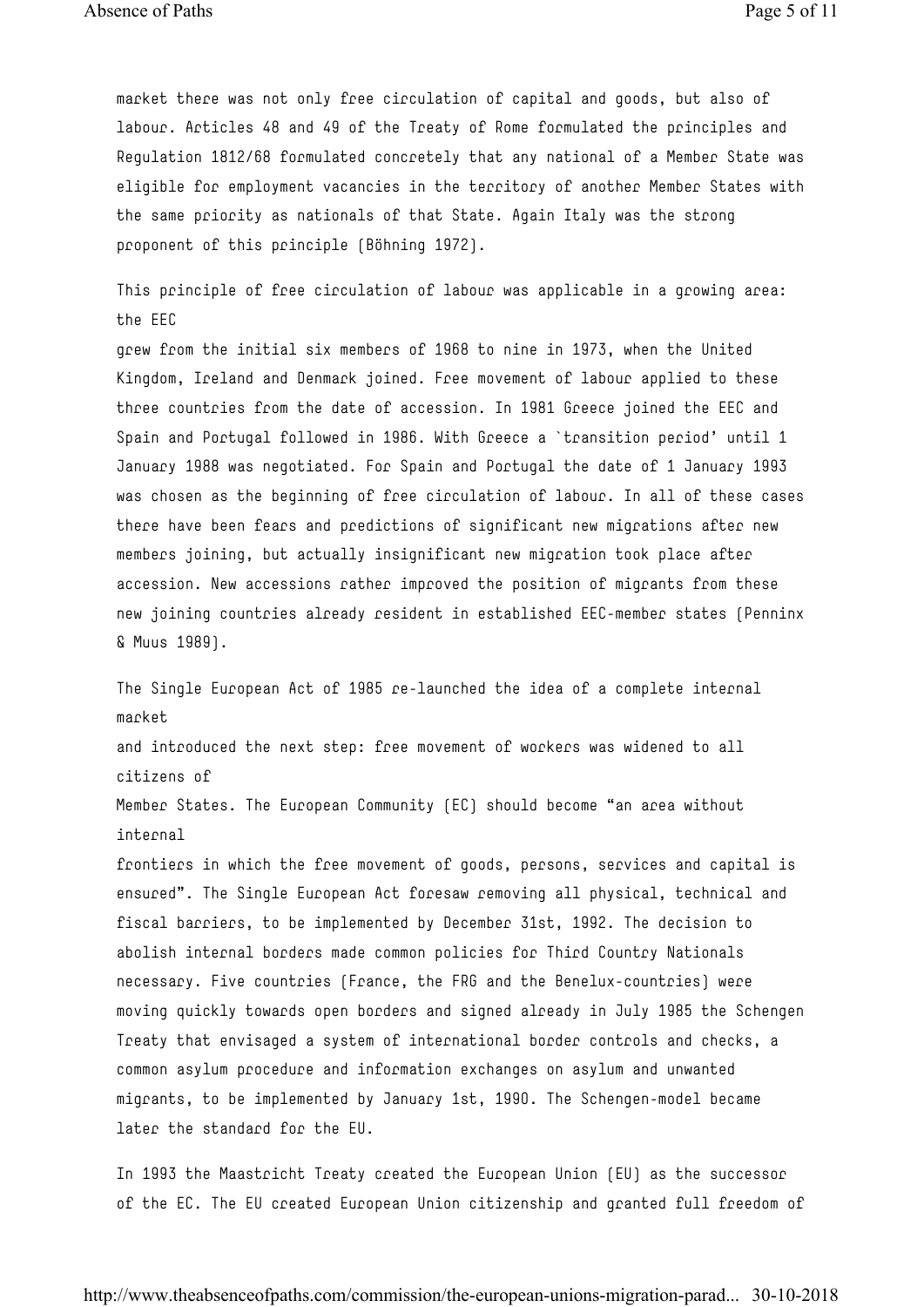market there was not only free circulation of capital and goods, but also of labour. Articles 48 and 49 of the Treaty of Rome formulated the principles and Regulation 1812/68 formulated concretely that any national of a Member State was eligible for employment vacancies in the territory of another Member States with the same priority as nationals of that State. Again Italy was the strong proponent of this principle (Böhning 1972).

This principle of free circulation of labour was applicable in a growing area: the EEC grew from the initial six members of 1968 to nine in 1973, when the United Kingdom, Ireland and Denmark joined. Free movement of labour applied to these three countries from the date of accession. In 1981 Greece joined the EEC and Spain and Portugal followed in 1986. With Greece a `transition period' until 1 January 1988 was negotiated. For Spain and Portugal the date of 1 January 1993 was chosen as the beginning of free circulation of labour. In all of these cases there have been fears and predictions of significant new migrations after new members joining, but actually insignificant new migration took place after accession. New accessions rather improved the position of migrants from these new joining countries already resident in established EEC-member states (Penninx & Muus 1989).

The Single European Act of 1985 re-launched the idea of a complete internal market and introduced the next step: free movement of workers was widened to all citizens of Member States. The European Community (EC) should become "an area without internal frontiers in which the free movement of goods, persons, services and capital is ensured". The Single European Act foresaw removing all physical, technical and fiscal barriers, to be implemented by December 31st, 1992. The decision to abolish internal borders made common policies for Third Country Nationals necessary. Five countries (France, the FRG and the Benelux-countries) were moving quickly towards open borders and signed already in July 1985 the Schengen Treaty that envisaged a system of international border controls and checks, a common asylum procedure and information exchanges on asylum and unwanted migrants, to be implemented by January 1st, 1990. The Schengen-model became later the standard for the EU.

In 1993 the Maastricht Treaty created the European Union (EU) as the successor of the EC. The EU created European Union citizenship and granted full freedom of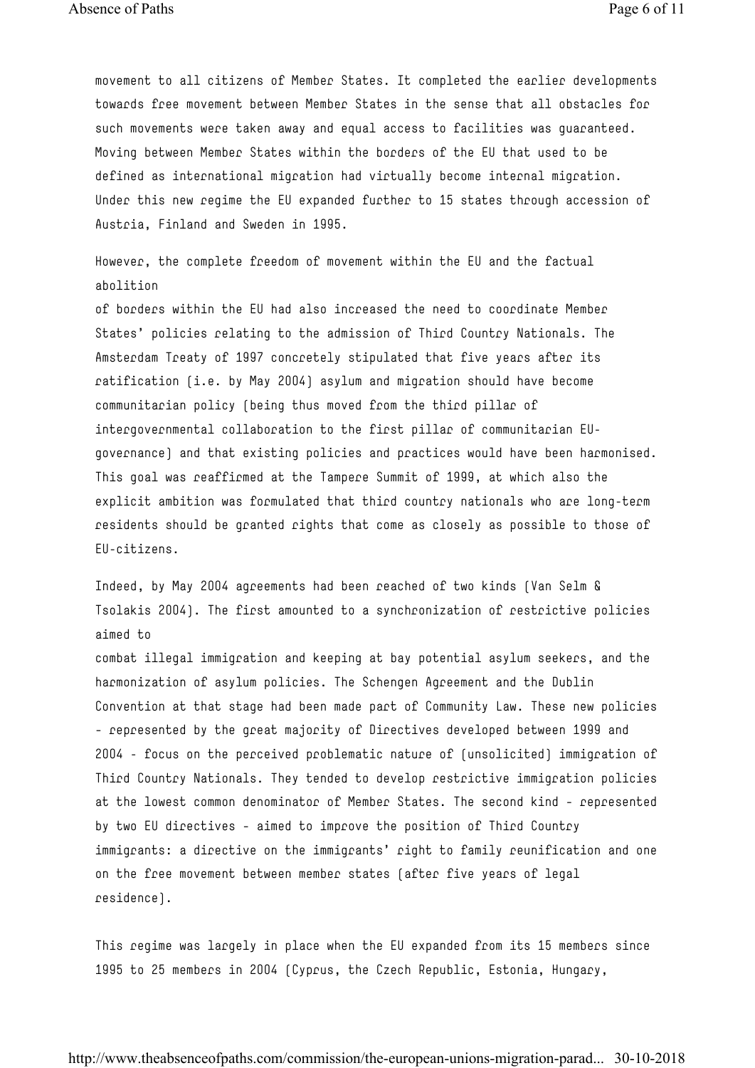movement to all citizens of Member States. It completed the earlier developments towards free movement between Member States in the sense that all obstacles for such movements were taken away and equal access to facilities was guaranteed. Moving between Member States within the borders of the EU that used to be defined as international migration had virtually become internal migration. Under this new regime the EU expanded further to 15 states through accession of Austria, Finland and Sweden in 1995.

However, the complete freedom of movement within the EU and the factual abolition of borders within the EU had also increased the need to coordinate Member States' policies relating to the admission of Third Country Nationals. The Amsterdam Treaty of 1997 concretely stipulated that five years after its ratification (i.e. by May 2004) asylum and migration should have become communitarian policy (being thus moved from the third pillar of intergovernmental collaboration to the first pillar of communitarian EU-governance) and that existing policies and practices would have been harmonised. This goal was reaffirmed at the Tampere Summit of 1999, at which also the explicit ambition was formulated that third country nationals who are long-term residents should be granted rights that come as closely as possible to those of EU-citizens.

Indeed, by May 2004 agreements had been reached of two kinds (Van Selm & Tsolakis 2004). The first amounted to a synchronization of restrictive policies aimed to combat illegal immigration and keeping at bay potential asylum seekers, and the harmonization of asylum policies. The Schengen Agreement and the Dublin Convention at that stage had been made part of Community Law. These new policies - represented by the great majority of Directives developed between 1999 and 2004 - focus on the perceived problematic nature of (unsolicited) immigration of Third Country Nationals. They tended to develop restrictive immigration policies at the lowest common denominator of Member States. The second kind - represented by two EU directives - aimed to improve the position of Third Country immigrants: a directive on the immigrants' right to family reunification and one on the free movement between member states (after five years of legal residence).

This regime was largely in place when the EU expanded from its 15 members since 1995 to 25 members in 2004 (Cyprus, the Czech Republic, Estonia, Hungary,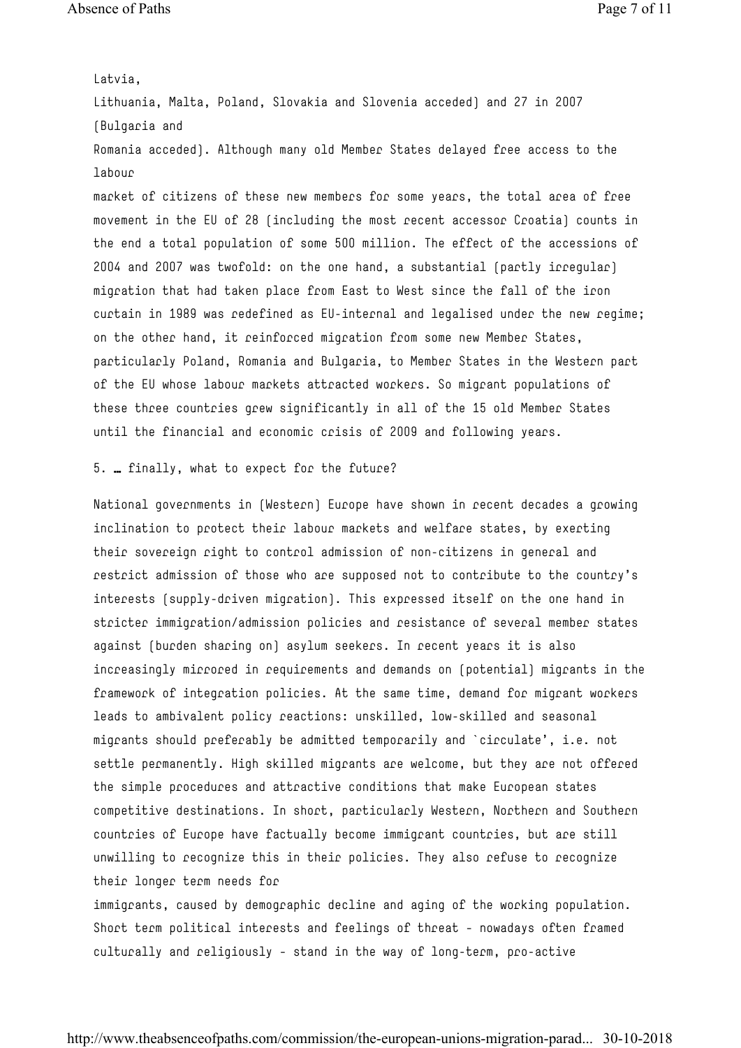Latvia, Lithuania, Malta, Poland, Slovakia and Slovenia acceded) and 27 in 2007 (Bulgaria and Romania acceded). Although many old Member States delayed free access to the labour market of citizens of these new members for some years, the total area of free movement in the EU of 28 (including the most recent accessor Croatia) counts in the end a total population of some 500 million. The effect of the accessions of 2004 and 2007 was twofold: on the one hand, a substantial (partly irregular) migration that had taken place from East to West since the fall of the iron curtain in 1989 was redefined as EU-internal and legalised under the new regime; on the other hand, it reinforced migration from some new Member States, particularly Poland, Romania and Bulgaria, to Member States in the Western part of the EU whose labour markets attracted workers. So migrant populations of these three countries grew significantly in all of the 15 old Member States until the financial and economic crisis of 2009 and following years.

## 5. … finally, what to expect for the future?

National governments in (Western) Europe have shown in recent decades a growing inclination to protect their labour markets and welfare states, by exerting their sovereign right to control admission of non-citizens in general and restrict admission of those who are supposed not to contribute to the country's interests (supply-driven migration). This expressed itself on the one hand in stricter immigration/admission policies and resistance of several member states against (burden sharing on) asylum seekers. In recent years it is also increasingly mirrored in requirements and demands on (potential) migrants in the framework of integration policies. At the same time, demand for migrant workers leads to ambivalent policy reactions: unskilled, low-skilled and seasonal migrants should preferably be admitted temporarily and `circulate', i.e. not settle permanently. High skilled migrants are welcome, but they are not offered the simple procedures and attractive conditions that make European states competitive destinations. In short, particularly Western, Northern and Southern countries of Europe have factually become immigrant countries, but are still unwilling to recognize this in their policies. They also refuse to recognize their longer term needs for immigrants, caused by demographic decline and aging of the working population. Short term political interests and feelings of threat - nowadays often framed culturally and religiously - stand in the way of long-term, pro-active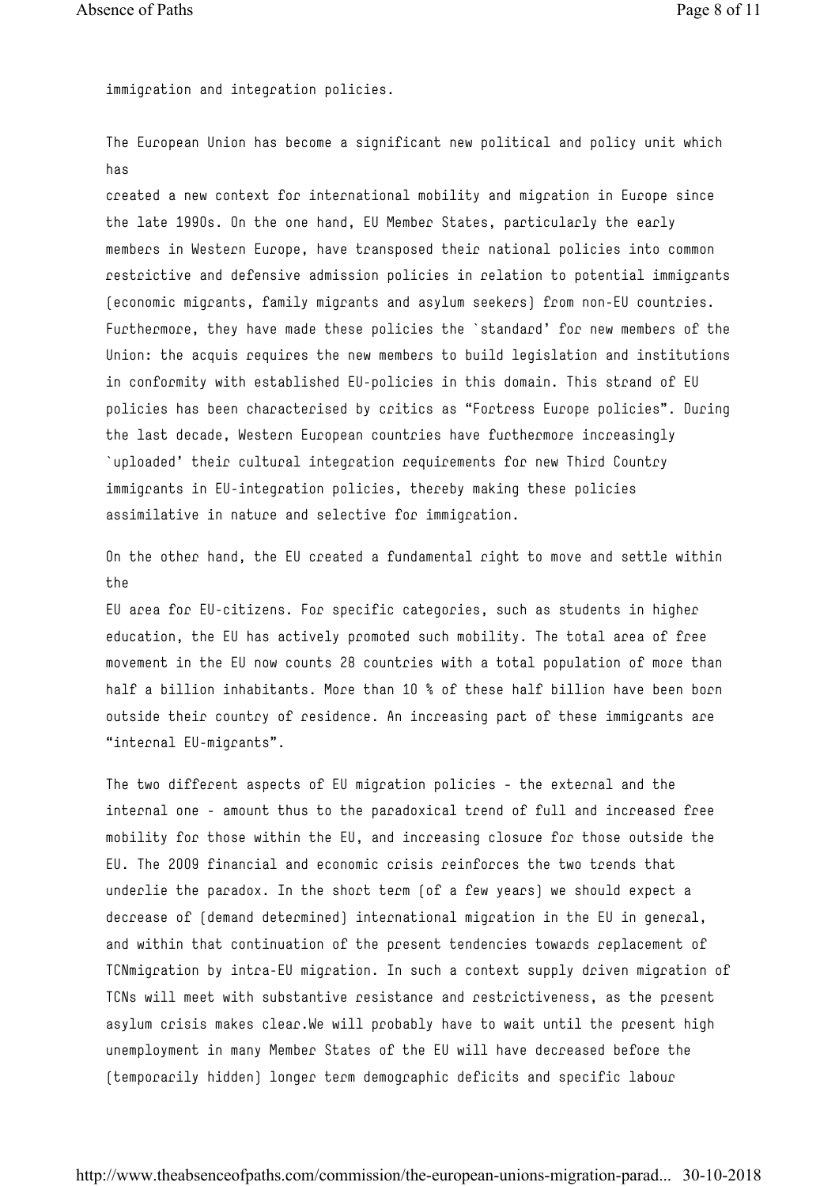immigration and integration policies.

The European Union has become a significant new political and policy unit which has created a new context for international mobility and migration in Europe since the late 1990s. On the one hand, EU Member States, particularly the early members in Western Europe, have transposed their national policies into common restrictive and defensive admission policies in relation to potential immigrants (economic migrants, family migrants and asylum seekers) from non-EU countries. Furthermore, they have made these policies the `standard' for new members of the Union: the acquis requires the new members to build legislation and institutions in conformity with established EU-policies in this domain. This strand of EU policies has been characterised by critics as "Fortress Europe policies". During the last decade, Western European countries have furthermore increasingly `uploaded' their cultural integration requirements for new Third Country immigrants in EU-integration policies, thereby making these policies assimilative in nature and selective for immigration.

On the other hand, the EU created a fundamental right to move and settle within the EU area for EU-citizens. For specific categories, such as students in higher education, the EU has actively promoted such mobility. The total area of free movement in the EU now counts 28 countries with a total population of more than half a billion inhabitants. More than 10 % of these half billion have been born outside their country of residence. An increasing part of these immigrants are "internal EU-migrants".

The two different aspects of EU migration policies - the external and the internal one - amount thus to the paradoxical trend of full and increased free mobility for those within the EU, and increasing closure for those outside the EU. The 2009 financial and economic crisis reinforces the two trends that underlie the paradox. In the short term (of a few years) we should expect a decrease of (demand determined) international migration in the EU in general, and within that continuation of the present tendencies towards replacement of TCNmigration by intra-EU migration. In such a context supply driven migration of TCNs will meet with substantive resistance and restrictiveness, as the present asylum crisis makes clear.We will probably have to wait until the present high unemployment in many Member States of the EU will have decreased before the (temporarily hidden) longer term demographic deficits and specific labour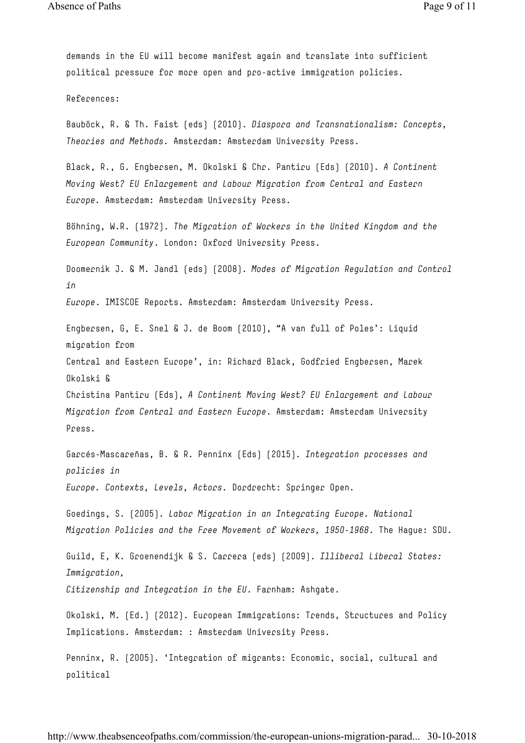demands in the EU will become manifest again and translate into sufficient political pressure for more open and pro-active immigration policies.

References:

Bauböck, R. & Th. Faist (eds) (2010). *Diaspora and Transnationalism: Concepts, Theories and Methods.* Amsterdam: Amsterdam University Press.

Black, R., G. Engbersen, M. Okolski & Chr. Pantiru (Eds) (2010). *A Continent Moving West? EU Enlargement and Labour Migration from Central and Eastern Europe.* Amsterdam: Amsterdam University Press.

Böhning, W.R. (1972). *The Migration of Workers in the United Kingdom and the European Community*. London: Oxford University Press.

Doomernik J. & M. Jandl (eds) (2008). *Modes of Migration Regulation and Control in Europe*. IMISCOE Reports. Amsterdam: Amsterdam University Press.

Engbersen, G, E. Snel & J. de Boom (2010), "A van full of Poles': Liquid migration from Central and Eastern Europe', in: Richard Black, Godfried Engbersen, Marek Okolski & Christina Pantiru (Eds), *A Continent Moving West? EU Enlargement and Labour Migration from Central and Eastern Europe*. Amsterdam: Amsterdam University Press.

Garcés-Mascareñas, B. & R. Penninx (Eds) (2015). *Integration processes and policies in Europe. Contexts, Levels, Actors.* Dordrecht: Springer Open.

Goedings, S. (2005). *Labor Migration in an Integrating Europe. National Migration Policies and the Free Movement of Workers, 1950-1968*. The Hague: SDU.

Guild, E, K. Groenendijk & S. Carrera (eds) (2009). *Illiberal Liberal States: Immigration, Citizenship and Integration in the EU*. Farnham: Ashgate.

Okolski, M. (Ed.) (2012). European Immigrations: Trends, Structures and Policy Implications. Amsterdam: : Amsterdam University Press.

Penninx, R. (2005). 'Integration of migrants: Economic, social, cultural and political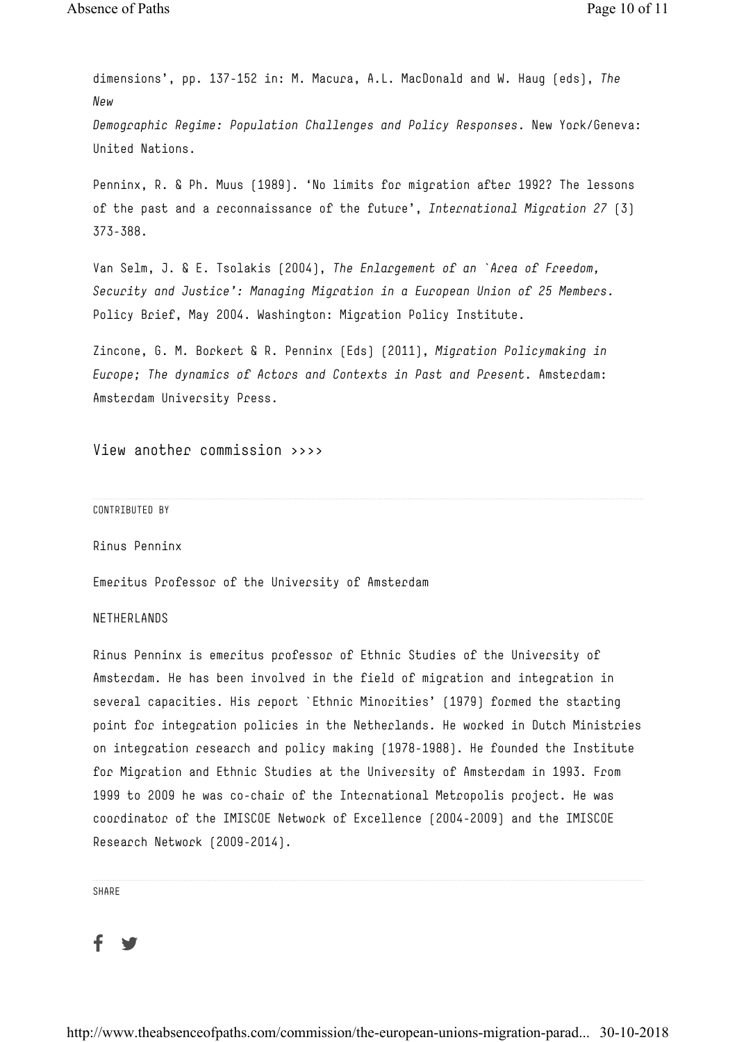dimensions', pp. 137-152 in: M. Macura, A.L. MacDonald and W. Haug (eds), *The New Demographic Regime: Population Challenges and Policy Responses*. New York/Geneva: United Nations.

Penninx, R. & Ph. Muus (1989). 'No limits for migration after 1992? The lessons of the past and a reconnaissance of the future', *International Migration 27* (3) 373-388.

Van Selm, J. & E. Tsolakis (2004), *The Enlargement of an `Area of Freedom, Security and Justice': Managing Migration in a European Union of 25 Members*. Policy Brief, May 2004. Washington: Migration Policy Institute.

Zincone, G. M. Borkert & R. Penninx (Eds) (2011), *Migration Policymaking in Europe; The dynamics of Actors and Contexts in Past and Present*. Amsterdam: Amsterdam University Press.

View another commission >>>>

CONTRIBUTED BY

Rinus Penninx

Emeritus Professor of the University of Amsterdam

NETHERLANDS

Rinus Penninx is emeritus professor of Ethnic Studies of the University of Amsterdam. He has been involved in the field of migration and integration in several capacities. His report `Ethnic Minorities' (1979) formed the starting point for integration policies in the Netherlands. He worked in Dutch Ministries on integration research and policy making (1978-1988). He founded the Institute for Migration and Ethnic Studies at the University of Amsterdam in 1993. From 1999 to 2009 he was co-chair of the International Metropolis project. He was coordinator of the IMISCOE Network of Excellence (2004-2009) and the IMISCOE Research Network (2009-2014).

SHARE